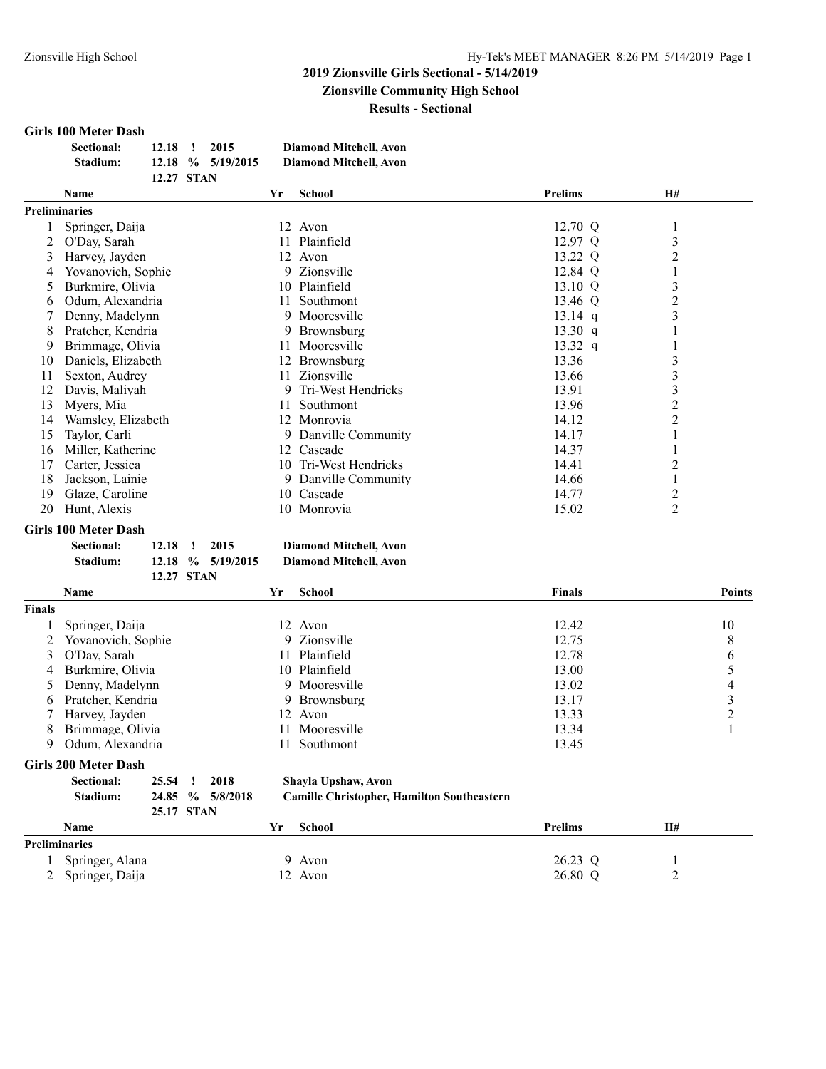## 2019 Zionsville Girls Sectional - 5/14/2019

**Zionsville Community High School**

**Results - Sectional**

### Girls 100 Meter Dash

| | | | | |
|---|---|---|---|---|
| **Sectional:** | 12.18 | ! | 2015 | Diamond Mitchell, Avon |
| **Stadium:** | 12.18 | % | 5/19/2015 | Diamond Mitchell, Avon |
| | 12.27 | STAN | | |

| | Name | Yr | School | Prelims | H# |
|---|---|---|---|---|---|
| **Preliminaries** | | | | | |
| 1 | Springer, Daija | 12 | Avon | 12.70 Q | 1 |
| 2 | O'Day, Sarah | 11 | Plainfield | 12.97 Q | 3 |
| 3 | Harvey, Jayden | 12 | Avon | 13.22 Q | 2 |
| 4 | Yovanovich, Sophie | 9 | Zionsville | 12.84 Q | 1 |
| 5 | Burkmire, Olivia | 10 | Plainfield | 13.10 Q | 3 |
| 6 | Odum, Alexandria | 11 | Southmont | 13.46 Q | 2 |
| 7 | Denny, Madelynn | 9 | Mooresville | 13.14 q | 3 |
| 8 | Pratcher, Kendria | 9 | Brownsburg | 13.30 q | 1 |
| 9 | Brimmage, Olivia | 11 | Mooresville | 13.32 q | 1 |
| 10 | Daniels, Elizabeth | 12 | Brownsburg | 13.36 | 3 |
| 11 | Sexton, Audrey | 11 | Zionsville | 13.66 | 3 |
| 12 | Davis, Maliyah | 9 | Tri-West Hendricks | 13.91 | 3 |
| 13 | Myers, Mia | 11 | Southmont | 13.96 | 2 |
| 14 | Wamsley, Elizabeth | 12 | Monrovia | 14.12 | 2 |
| 15 | Taylor, Carli | 9 | Danville Community | 14.17 | 1 |
| 16 | Miller, Katherine | 12 | Cascade | 14.37 | 1 |
| 17 | Carter, Jessica | 10 | Tri-West Hendricks | 14.41 | 2 |
| 18 | Jackson, Lainie | 9 | Danville Community | 14.66 | 1 |
| 19 | Glaze, Caroline | 10 | Cascade | 14.77 | 2 |
| 20 | Hunt, Alexis | 10 | Monrovia | 15.02 | 2 |

### Girls 100 Meter Dash

| | | | | |
|---|---|---|---|---|
| **Sectional:** | 12.18 | ! | 2015 | Diamond Mitchell, Avon |
| **Stadium:** | 12.18 | % | 5/19/2015 | Diamond Mitchell, Avon |
| | 12.27 | STAN | | |

| | Name | Yr | School | Finals | Points |
|---|---|---|---|---|---|
| **Finals** | | | | | |
| 1 | Springer, Daija | 12 | Avon | 12.42 | 10 |
| 2 | Yovanovich, Sophie | 9 | Zionsville | 12.75 | 8 |
| 3 | O'Day, Sarah | 11 | Plainfield | 12.78 | 6 |
| 4 | Burkmire, Olivia | 10 | Plainfield | 13.00 | 5 |
| 5 | Denny, Madelynn | 9 | Mooresville | 13.02 | 4 |
| 6 | Pratcher, Kendria | 9 | Brownsburg | 13.17 | 3 |
| 7 | Harvey, Jayden | 12 | Avon | 13.33 | 2 |
| 8 | Brimmage, Olivia | 11 | Mooresville | 13.34 | 1 |
| 9 | Odum, Alexandria | 11 | Southmont | 13.45 | |

### Girls 200 Meter Dash

| | | | | |
|---|---|---|---|---|
| **Sectional:** | 25.54 | ! | 2018 | Shayla Upshaw, Avon |
| **Stadium:** | 24.85 | % | 5/8/2018 | Camille Christopher, Hamilton Southeastern |
| | 25.17 | STAN | | |

| | Name | Yr | School | Prelims | H# |
|---|---|---|---|---|---|
| **Preliminaries** | | | | | |
| 1 | Springer, Alana | 9 | Avon | 26.23 Q | 1 |
| 2 | Springer, Daija | 12 | Avon | 26.80 Q | 2 |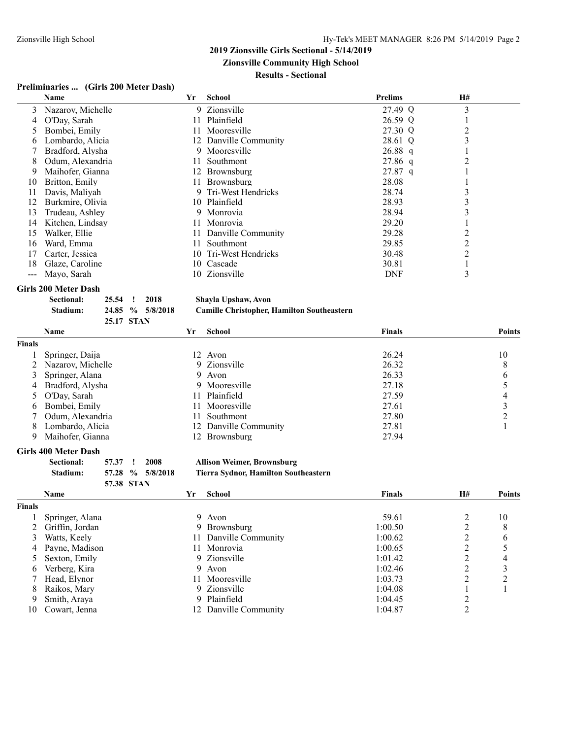## 2019 Zionsville Girls Sectional - 5/14/2019

**Zionsville Community High School**

**Results - Sectional**

### Preliminaries ... (Girls 200 Meter Dash)

| | Name | Yr | School | Prelims | H# |
|---|---|---|---|---|---|
| 3 | Nazarov, Michelle | 9 | Zionsville | 27.49 Q | 3 |
| 4 | O'Day, Sarah | 11 | Plainfield | 26.59 Q | 1 |
| 5 | Bombei, Emily | 11 | Mooresville | 27.30 Q | 2 |
| 6 | Lombardo, Alicia | 12 | Danville Community | 28.61 Q | 3 |
| 7 | Bradford, Alysha | 9 | Mooresville | 26.88 q | 1 |
| 8 | Odum, Alexandria | 11 | Southmont | 27.86 q | 2 |
| 9 | Maihofer, Gianna | 12 | Brownsburg | 27.87 q | 1 |
| 10 | Britton, Emily | 11 | Brownsburg | 28.08 | 1 |
| 11 | Davis, Maliyah | 9 | Tri-West Hendricks | 28.74 | 3 |
| 12 | Burkmire, Olivia | 10 | Plainfield | 28.93 | 3 |
| 13 | Trudeau, Ashley | 9 | Monrovia | 28.94 | 3 |
| 14 | Kitchen, Lindsay | 11 | Monrovia | 29.20 | 1 |
| 15 | Walker, Ellie | 11 | Danville Community | 29.28 | 2 |
| 16 | Ward, Emma | 11 | Southmont | 29.85 | 2 |
| 17 | Carter, Jessica | 10 | Tri-West Hendricks | 30.48 | 2 |
| 18 | Glaze, Caroline | 10 | Cascade | 30.81 | 1 |
| --- | Mayo, Sarah | 10 | Zionsville | DNF | 3 |

### Girls 200 Meter Dash

**Sectional:** 25.54 ! 2018 **Shayla Upshaw, Avon**
**Stadium:** 24.85 % 5/8/2018 **Camille Christopher, Hamilton Southeastern**
25.17 STAN

| | Name | Yr | School | Finals | Points |
|---|---|---|---|---|---|
| **Finals** | | | | | |
| 1 | Springer, Daija | 12 | Avon | 26.24 | 10 |
| 2 | Nazarov, Michelle | 9 | Zionsville | 26.32 | 8 |
| 3 | Springer, Alana | 9 | Avon | 26.33 | 6 |
| 4 | Bradford, Alysha | 9 | Mooresville | 27.18 | 5 |
| 5 | O'Day, Sarah | 11 | Plainfield | 27.59 | 4 |
| 6 | Bombei, Emily | 11 | Mooresville | 27.61 | 3 |
| 7 | Odum, Alexandria | 11 | Southmont | 27.80 | 2 |
| 8 | Lombardo, Alicia | 12 | Danville Community | 27.81 | 1 |
| 9 | Maihofer, Gianna | 12 | Brownsburg | 27.94 | |

### Girls 400 Meter Dash

**Sectional:** 57.37 ! 2008 **Allison Weimer, Brownsburg**
**Stadium:** 57.28 % 5/8/2018 **Tierra Sydnor, Hamilton Southeastern**
57.38 STAN

| | Name | Yr | School | Finals | H# | Points |
|---|---|---|---|---|---|---|
| **Finals** | | | | | | |
| 1 | Springer, Alana | 9 | Avon | 59.61 | 2 | 10 |
| 2 | Griffin, Jordan | 9 | Brownsburg | 1:00.50 | 2 | 8 |
| 3 | Watts, Keely | 11 | Danville Community | 1:00.62 | 2 | 6 |
| 4 | Payne, Madison | 11 | Monrovia | 1:00.65 | 2 | 5 |
| 5 | Sexton, Emily | 9 | Zionsville | 1:01.42 | 2 | 4 |
| 6 | Verberg, Kira | 9 | Avon | 1:02.46 | 2 | 3 |
| 7 | Head, Elynor | 11 | Mooresville | 1:03.73 | 2 | 2 |
| 8 | Raikos, Mary | 9 | Zionsville | 1:04.08 | 1 | 1 |
| 9 | Smith, Araya | 9 | Plainfield | 1:04.45 | 2 | |
| 10 | Cowart, Jenna | 12 | Danville Community | 1:04.87 | 2 | |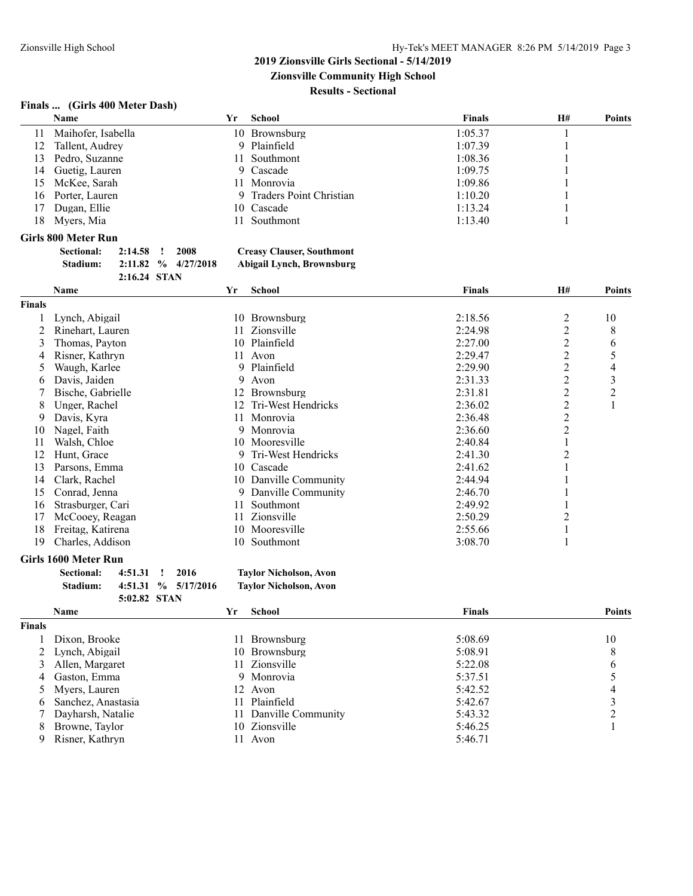## 2019 Zionsville Girls Sectional - 5/14/2019

**Zionsville Community High School**

**Results - Sectional**

### Finals ... (Girls 400 Meter Dash)

| | Name | Yr | School | Finals | H# | Points |
|---|---|---|---|---|---|---|
| 11 | Maihofer, Isabella | 10 | Brownsburg | 1:05.37 | 1 | |
| 12 | Tallent, Audrey | 9 | Plainfield | 1:07.39 | 1 | |
| 13 | Pedro, Suzanne | 11 | Southmont | 1:08.36 | 1 | |
| 14 | Guetig, Lauren | 9 | Cascade | 1:09.75 | 1 | |
| 15 | McKee, Sarah | 11 | Monrovia | 1:09.86 | 1 | |
| 16 | Porter, Lauren | 9 | Traders Point Christian | 1:10.20 | 1 | |
| 17 | Dugan, Ellie | 10 | Cascade | 1:13.24 | 1 | |
| 18 | Myers, Mia | 11 | Southmont | 1:13.40 | 1 | |

### Girls 800 Meter Run

**Sectional:** 2:14.58 ! 2008 **Creasy Clauser, Southmont**
**Stadium:** 2:11.82 % 4/27/2018 **Abigail Lynch, Brownsburg**
2:16.24 STAN

| | Name | Yr | School | Finals | H# | Points |
|---|---|---|---|---|---|---|
| **Finals** | | | | | | |
| 1 | Lynch, Abigail | 10 | Brownsburg | 2:18.56 | 2 | 10 |
| 2 | Rinehart, Lauren | 11 | Zionsville | 2:24.98 | 2 | 8 |
| 3 | Thomas, Payton | 10 | Plainfield | 2:27.00 | 2 | 6 |
| 4 | Risner, Kathryn | 11 | Avon | 2:29.47 | 2 | 5 |
| 5 | Waugh, Karlee | 9 | Plainfield | 2:29.90 | 2 | 4 |
| 6 | Davis, Jaiden | 9 | Avon | 2:31.33 | 2 | 3 |
| 7 | Bische, Gabrielle | 12 | Brownsburg | 2:31.81 | 2 | 2 |
| 8 | Unger, Rachel | 12 | Tri-West Hendricks | 2:36.02 | 2 | 1 |
| 9 | Davis, Kyra | 11 | Monrovia | 2:36.48 | 2 | |
| 10 | Nagel, Faith | 9 | Monrovia | 2:36.60 | 2 | |
| 11 | Walsh, Chloe | 10 | Mooresville | 2:40.84 | 1 | |
| 12 | Hunt, Grace | 9 | Tri-West Hendricks | 2:41.30 | 2 | |
| 13 | Parsons, Emma | 10 | Cascade | 2:41.62 | 1 | |
| 14 | Clark, Rachel | 10 | Danville Community | 2:44.94 | 1 | |
| 15 | Conrad, Jenna | 9 | Danville Community | 2:46.70 | 1 | |
| 16 | Strasburger, Cari | 11 | Southmont | 2:49.92 | 1 | |
| 17 | McCooey, Reagan | 11 | Zionsville | 2:50.29 | 2 | |
| 18 | Freitag, Katirena | 10 | Mooresville | 2:55.66 | 1 | |
| 19 | Charles, Addison | 10 | Southmont | 3:08.70 | 1 | |

### Girls 1600 Meter Run

**Sectional:** 4:51.31 ! 2016 **Taylor Nicholson, Avon**
**Stadium:** 4:51.31 % 5/17/2016 **Taylor Nicholson, Avon**
5:02.82 STAN

| | Name | Yr | School | Finals | Points |
|---|---|---|---|---|---|
| **Finals** | | | | | |
| 1 | Dixon, Brooke | 11 | Brownsburg | 5:08.69 | 10 |
| 2 | Lynch, Abigail | 10 | Brownsburg | 5:08.91 | 8 |
| 3 | Allen, Margaret | 11 | Zionsville | 5:22.08 | 6 |
| 4 | Gaston, Emma | 9 | Monrovia | 5:37.51 | 5 |
| 5 | Myers, Lauren | 12 | Avon | 5:42.52 | 4 |
| 6 | Sanchez, Anastasia | 11 | Plainfield | 5:42.67 | 3 |
| 7 | Dayharsh, Natalie | 11 | Danville Community | 5:43.32 | 2 |
| 8 | Browne, Taylor | 10 | Zionsville | 5:46.25 | 1 |
| 9 | Risner, Kathryn | 11 | Avon | 5:46.71 | |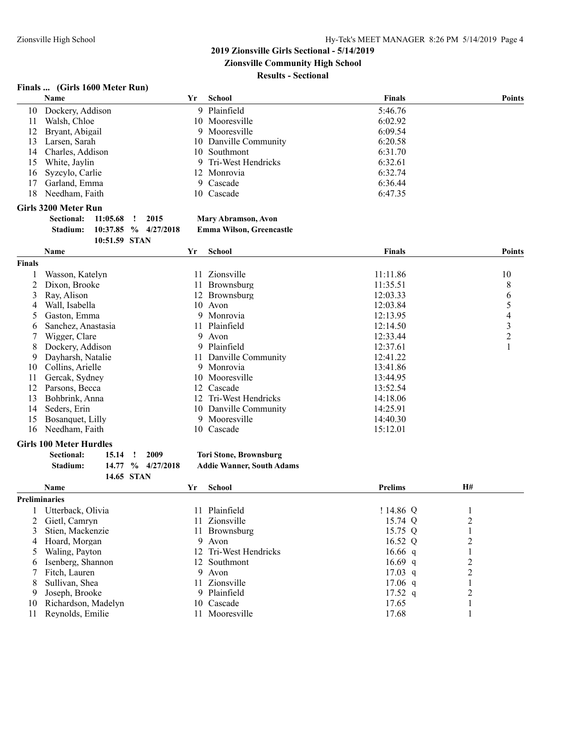## 2019 Zionsville Girls Sectional - 5/14/2019

**Zionsville Community High School**

**Results - Sectional**

### Finals ... (Girls 1600 Meter Run)

| | Name | Yr | School | Finals | Points |
|---|---|---|---|---|---|
| 10 | Dockery, Addison | 9 | Plainfield | 5:46.76 | |
| 11 | Walsh, Chloe | 10 | Mooresville | 6:02.92 | |
| 12 | Bryant, Abigail | 9 | Mooresville | 6:09.54 | |
| 13 | Larsen, Sarah | 10 | Danville Community | 6:20.58 | |
| 14 | Charles, Addison | 10 | Southmont | 6:31.70 | |
| 15 | White, Jaylin | 9 | Tri-West Hendricks | 6:32.61 | |
| 16 | Syzcylo, Carlie | 12 | Monrovia | 6:32.74 | |
| 17 | Garland, Emma | 9 | Cascade | 6:36.44 | |
| 18 | Needham, Faith | 10 | Cascade | 6:47.35 | |

### Girls 3200 Meter Run

**Sectional:** 11:05.68 ! 2015 **Mary Abramson, Avon**
**Stadium:** 10:37.85 % 4/27/2018 **Emma Wilson, Greencastle**
10:51.59 STAN

| | Name | Yr | School | Finals | Points |
|---|---|---|---|---|---|
| **Finals** | | | | | |
| 1 | Wasson, Katelyn | 11 | Zionsville | 11:11.86 | 10 |
| 2 | Dixon, Brooke | 11 | Brownsburg | 11:35.51 | 8 |
| 3 | Ray, Alison | 12 | Brownsburg | 12:03.33 | 6 |
| 4 | Wall, Isabella | 10 | Avon | 12:03.84 | 5 |
| 5 | Gaston, Emma | 9 | Monrovia | 12:13.95 | 4 |
| 6 | Sanchez, Anastasia | 11 | Plainfield | 12:14.50 | 3 |
| 7 | Wigger, Clare | 9 | Avon | 12:33.44 | 2 |
| 8 | Dockery, Addison | 9 | Plainfield | 12:37.61 | 1 |
| 9 | Dayharsh, Natalie | 11 | Danville Community | 12:41.22 | |
| 10 | Collins, Arielle | 9 | Monrovia | 13:41.86 | |
| 11 | Gercak, Sydney | 10 | Mooresville | 13:44.95 | |
| 12 | Parsons, Becca | 12 | Cascade | 13:52.54 | |
| 13 | Bohbrink, Anna | 12 | Tri-West Hendricks | 14:18.06 | |
| 14 | Seders, Erin | 10 | Danville Community | 14:25.91 | |
| 15 | Bosanquet, Lilly | 9 | Mooresville | 14:40.30 | |
| 16 | Needham, Faith | 10 | Cascade | 15:12.01 | |

### Girls 100 Meter Hurdles

**Sectional:** 15.14 ! 2009 **Tori Stone, Brownsburg**
**Stadium:** 14.77 % 4/27/2018 **Addie Wanner, South Adams**
14.65 STAN

| | Name | Yr | School | Prelims | H# |
|---|---|---|---|---|---|
| **Preliminaries** | | | | | |
| 1 | Utterback, Olivia | 11 | Plainfield | ! 14.86 Q | 1 |
| 2 | Gietl, Camryn | 11 | Zionsville | 15.74 Q | 2 |
| 3 | Stien, Mackenzie | 11 | Brownsburg | 15.75 Q | 1 |
| 4 | Hoard, Morgan | 9 | Avon | 16.52 Q | 2 |
| 5 | Waling, Payton | 12 | Tri-West Hendricks | 16.66 q | 1 |
| 6 | Isenberg, Shannon | 12 | Southmont | 16.69 q | 2 |
| 7 | Fitch, Lauren | 9 | Avon | 17.03 q | 2 |
| 8 | Sullivan, Shea | 11 | Zionsville | 17.06 q | 1 |
| 9 | Joseph, Brooke | 9 | Plainfield | 17.52 q | 2 |
| 10 | Richardson, Madelyn | 10 | Cascade | 17.65 | 1 |
| 11 | Reynolds, Emilie | 11 | Mooresville | 17.68 | 1 |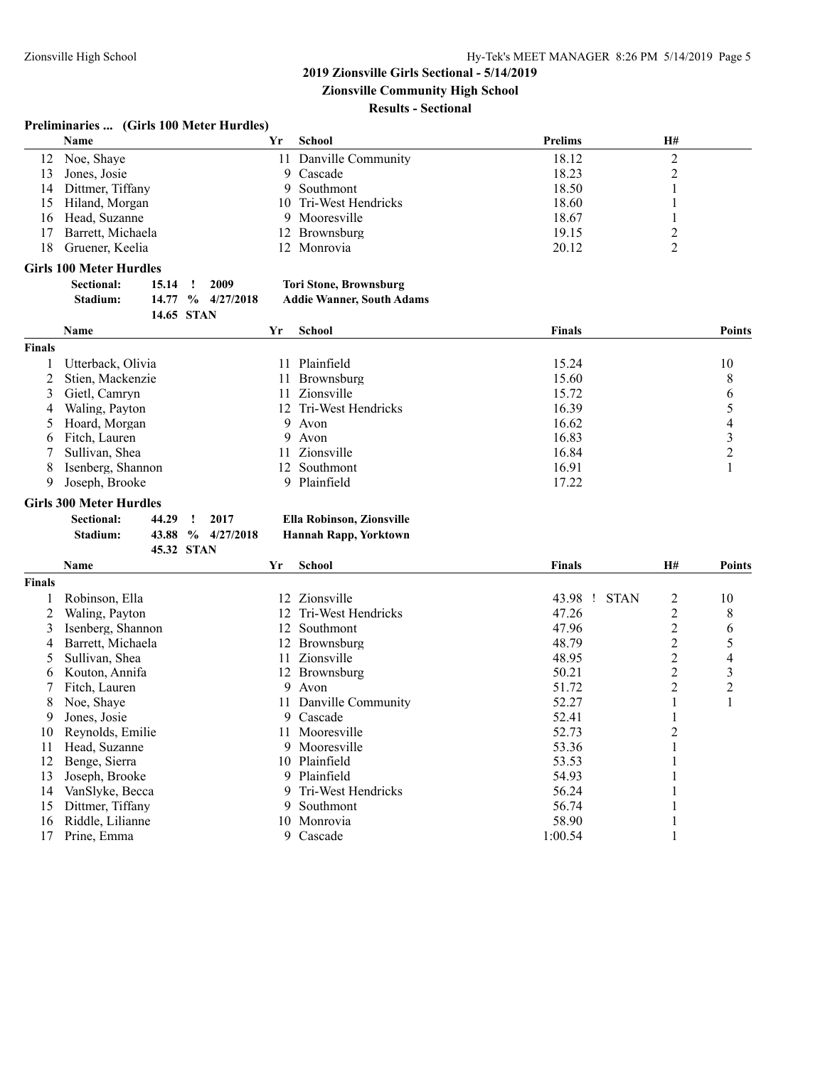## 2019 Zionsville Girls Sectional - 5/14/2019

### Zionsville Community High School

### Results - Sectional

### Preliminaries ... (Girls 100 Meter Hurdles)

| | Name | Yr | School | Prelims | H# |
|---|---|---|---|---|---|
| 12 | Noe, Shaye | 11 | Danville Community | 18.12 | 2 |
| 13 | Jones, Josie | 9 | Cascade | 18.23 | 2 |
| 14 | Dittmer, Tiffany | 9 | Southmont | 18.50 | 1 |
| 15 | Hiland, Morgan | 10 | Tri-West Hendricks | 18.60 | 1 |
| 16 | Head, Suzanne | 9 | Mooresville | 18.67 | 1 |
| 17 | Barrett, Michaela | 12 | Brownsburg | 19.15 | 2 |
| 18 | Gruener, Keelia | 12 | Monrovia | 20.12 | 2 |

### Girls 100 Meter Hurdles

**Sectional:** 15.14 ! 2009 **Tori Stone, Brownsburg**
**Stadium:** 14.77 % 4/27/2018 **Addie Wanner, South Adams**
14.65 STAN

| | Name | Yr | School | Finals | Points |
|---|---|---|---|---|---|
| **Finals** | | | | | |
| 1 | Utterback, Olivia | 11 | Plainfield | 15.24 | 10 |
| 2 | Stien, Mackenzie | 11 | Brownsburg | 15.60 | 8 |
| 3 | Gietl, Camryn | 11 | Zionsville | 15.72 | 6 |
| 4 | Waling, Payton | 12 | Tri-West Hendricks | 16.39 | 5 |
| 5 | Hoard, Morgan | 9 | Avon | 16.62 | 4 |
| 6 | Fitch, Lauren | 9 | Avon | 16.83 | 3 |
| 7 | Sullivan, Shea | 11 | Zionsville | 16.84 | 2 |
| 8 | Isenberg, Shannon | 12 | Southmont | 16.91 | 1 |
| 9 | Joseph, Brooke | 9 | Plainfield | 17.22 | |

### Girls 300 Meter Hurdles

**Sectional:** 44.29 ! 2017 **Ella Robinson, Zionsville**
**Stadium:** 43.88 % 4/27/2018 **Hannah Rapp, Yorktown**
45.32 STAN

| | Name | Yr | School | Finals | H# | Points |
|---|---|---|---|---|---|---|
| **Finals** | | | | | | |
| 1 | Robinson, Ella | 12 | Zionsville | 43.98 ! STAN | 2 | 10 |
| 2 | Waling, Payton | 12 | Tri-West Hendricks | 47.26 | 2 | 8 |
| 3 | Isenberg, Shannon | 12 | Southmont | 47.96 | 2 | 6 |
| 4 | Barrett, Michaela | 12 | Brownsburg | 48.79 | 2 | 5 |
| 5 | Sullivan, Shea | 11 | Zionsville | 48.95 | 2 | 4 |
| 6 | Kouton, Annifa | 12 | Brownsburg | 50.21 | 2 | 3 |
| 7 | Fitch, Lauren | 9 | Avon | 51.72 | 2 | 2 |
| 8 | Noe, Shaye | 11 | Danville Community | 52.27 | 1 | 1 |
| 9 | Jones, Josie | 9 | Cascade | 52.41 | 1 | |
| 10 | Reynolds, Emilie | 11 | Mooresville | 52.73 | 2 | |
| 11 | Head, Suzanne | 9 | Mooresville | 53.36 | 1 | |
| 12 | Benge, Sierra | 10 | Plainfield | 53.53 | 1 | |
| 13 | Joseph, Brooke | 9 | Plainfield | 54.93 | 1 | |
| 14 | VanSlyke, Becca | 9 | Tri-West Hendricks | 56.24 | 1 | |
| 15 | Dittmer, Tiffany | 9 | Southmont | 56.74 | 1 | |
| 16 | Riddle, Lilianne | 10 | Monrovia | 58.90 | 1 | |
| 17 | Prine, Emma | 9 | Cascade | 1:00.54 | 1 | |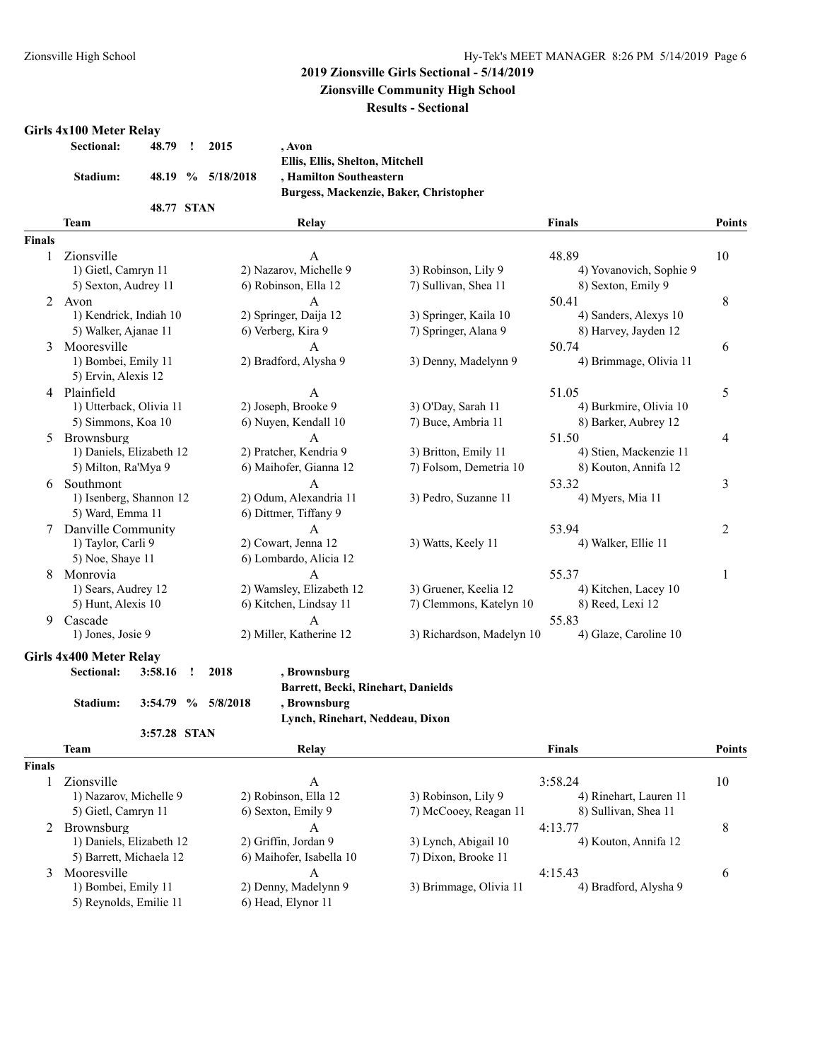**2019 Zionsville Girls Sectional - 5/14/2019**

**Zionsville Community High School**

**Results - Sectional**

### Girls 4x100 Meter Relay

| | | | | |
|---|---|---|---|---|
| **Sectional:** | **48.79** | **!** | **2015** | **, Avon** |
| | | | | **Ellis, Ellis, Shelton, Mitchell** |
| **Stadium:** | **48.19** | **%** | **5/18/2018** | **, Hamilton Southeastern** |
| | | | | **Burgess, Mackenzie, Baker, Christopher** |
| | **48.77** | **STAN** | | |

| | Team | Relay | | Finals | Points |
|---|---|---|---|---|---|
| **Finals** | | | | | |
| 1 | Zionsville | A | | 48.89 | 10 |
| | 1) Gietl, Camryn 11 | 2) Nazarov, Michelle 9 | 3) Robinson, Lily 9 | 4) Yovanovich, Sophie 9 | |
| | 5) Sexton, Audrey 11 | 6) Robinson, Ella 12 | 7) Sullivan, Shea 11 | 8) Sexton, Emily 9 | |
| 2 | Avon | A | | 50.41 | 8 |
| | 1) Kendrick, Indiah 10 | 2) Springer, Daija 12 | 3) Springer, Kaila 10 | 4) Sanders, Alexys 10 | |
| | 5) Walker, Ajanae 11 | 6) Verberg, Kira 9 | 7) Springer, Alana 9 | 8) Harvey, Jayden 12 | |
| 3 | Mooresville | A | | 50.74 | 6 |
| | 1) Bombei, Emily 11 | 2) Bradford, Alysha 9 | 3) Denny, Madelynn 9 | 4) Brimmage, Olivia 11 | |
| | 5) Ervin, Alexis 12 | | | | |
| 4 | Plainfield | A | | 51.05 | 5 |
| | 1) Utterback, Olivia 11 | 2) Joseph, Brooke 9 | 3) O'Day, Sarah 11 | 4) Burkmire, Olivia 10 | |
| | 5) Simmons, Koa 10 | 6) Nuyen, Kendall 10 | 7) Buce, Ambria 11 | 8) Barker, Aubrey 12 | |
| 5 | Brownsburg | A | | 51.50 | 4 |
| | 1) Daniels, Elizabeth 12 | 2) Pratcher, Kendria 9 | 3) Britton, Emily 11 | 4) Stien, Mackenzie 11 | |
| | 5) Milton, Ra'Mya 9 | 6) Maihofer, Gianna 12 | 7) Folsom, Demetria 10 | 8) Kouton, Annifa 12 | |
| 6 | Southmont | A | | 53.32 | 3 |
| | 1) Isenberg, Shannon 12 | 2) Odum, Alexandria 11 | 3) Pedro, Suzanne 11 | 4) Myers, Mia 11 | |
| | 5) Ward, Emma 11 | 6) Dittmer, Tiffany 9 | | | |
| 7 | Danville Community | A | | 53.94 | 2 |
| | 1) Taylor, Carli 9 | 2) Cowart, Jenna 12 | 3) Watts, Keely 11 | 4) Walker, Ellie 11 | |
| | 5) Noe, Shaye 11 | 6) Lombardo, Alicia 12 | | | |
| 8 | Monrovia | A | | 55.37 | 1 |
| | 1) Sears, Audrey 12 | 2) Wamsley, Elizabeth 12 | 3) Gruener, Keelia 12 | 4) Kitchen, Lacey 10 | |
| | 5) Hunt, Alexis 10 | 6) Kitchen, Lindsay 11 | 7) Clemmons, Katelyn 10 | 8) Reed, Lexi 12 | |
| 9 | Cascade | A | | 55.83 | |
| | 1) Jones, Josie 9 | 2) Miller, Katherine 12 | 3) Richardson, Madelyn 10 | 4) Glaze, Caroline 10 | |

### Girls 4x400 Meter Relay

| | | | | |
|---|---|---|---|---|
| **Sectional:** | **3:58.16** | **!** | **2018** | **, Brownsburg** |
| | | | | **Barrett, Becki, Rinehart, Danields** |
| **Stadium:** | **3:54.79** | **%** | **5/8/2018** | **, Brownsburg** |
| | | | | **Lynch, Rinehart, Neddeau, Dixon** |
| | **3:57.28** | **STAN** | | |

| | Team | Relay | | Finals | Points |
|---|---|---|---|---|---|
| **Finals** | | | | | |
| 1 | Zionsville | A | | 3:58.24 | 10 |
| | 1) Nazarov, Michelle 9 | 2) Robinson, Ella 12 | 3) Robinson, Lily 9 | 4) Rinehart, Lauren 11 | |
| | 5) Gietl, Camryn 11 | 6) Sexton, Emily 9 | 7) McCooey, Reagan 11 | 8) Sullivan, Shea 11 | |
| 2 | Brownsburg | A | | 4:13.77 | 8 |
| | 1) Daniels, Elizabeth 12 | 2) Griffin, Jordan 9 | 3) Lynch, Abigail 10 | 4) Kouton, Annifa 12 | |
| | 5) Barrett, Michaela 12 | 6) Maihofer, Isabella 10 | 7) Dixon, Brooke 11 | | |
| 3 | Mooresville | A | | 4:15.43 | 6 |
| | 1) Bombei, Emily 11 | 2) Denny, Madelynn 9 | 3) Brimmage, Olivia 11 | 4) Bradford, Alysha 9 | |
| | 5) Reynolds, Emilie 11 | 6) Head, Elynor 11 | | | |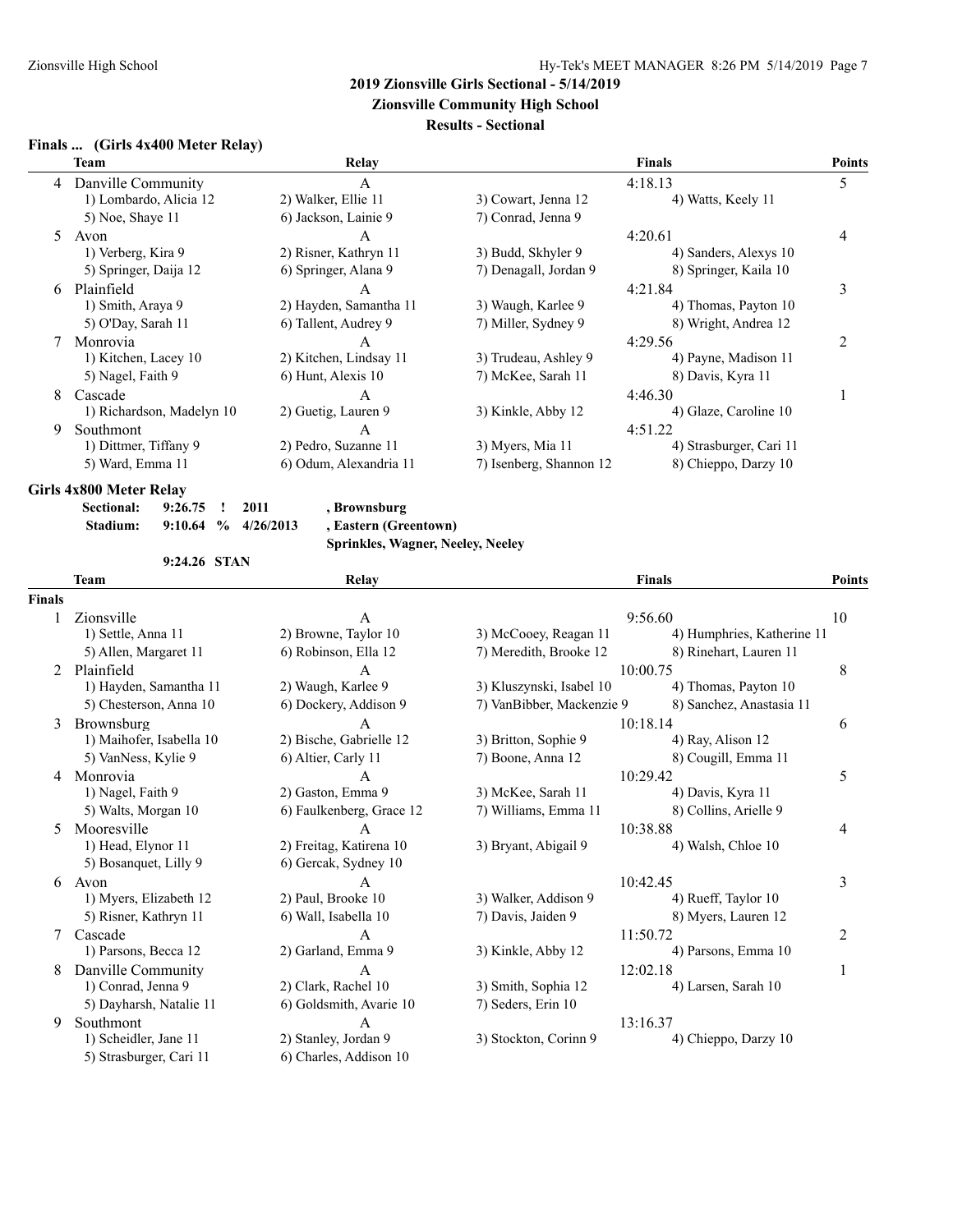## 2019 Zionsville Girls Sectional - 5/14/2019

### Zionsville Community High School

### Results - Sectional

**Finals ... (Girls 4x400 Meter Relay)**

| | Team | Relay | | Finals | Points |
|---|---|---|---|---|---|
| 4 | Danville Community | A | | 4:18.13 | 5 |
| | 1) Lombardo, Alicia 12 | 2) Walker, Ellie 11 | 3) Cowart, Jenna 12 | 4) Watts, Keely 11 | |
| | 5) Noe, Shaye 11 | 6) Jackson, Lainie 9 | 7) Conrad, Jenna 9 | | |
| 5 | Avon | A | | 4:20.61 | 4 |
| | 1) Verberg, Kira 9 | 2) Risner, Kathryn 11 | 3) Budd, Skhyler 9 | 4) Sanders, Alexys 10 | |
| | 5) Springer, Daija 12 | 6) Springer, Alana 9 | 7) Denagall, Jordan 9 | 8) Springer, Kaila 10 | |
| 6 | Plainfield | A | | 4:21.84 | 3 |
| | 1) Smith, Araya 9 | 2) Hayden, Samantha 11 | 3) Waugh, Karlee 9 | 4) Thomas, Payton 10 | |
| | 5) O'Day, Sarah 11 | 6) Tallent, Audrey 9 | 7) Miller, Sydney 9 | 8) Wright, Andrea 12 | |
| 7 | Monrovia | A | | 4:29.56 | 2 |
| | 1) Kitchen, Lacey 10 | 2) Kitchen, Lindsay 11 | 3) Trudeau, Ashley 9 | 4) Payne, Madison 11 | |
| | 5) Nagel, Faith 9 | 6) Hunt, Alexis 10 | 7) McKee, Sarah 11 | 8) Davis, Kyra 11 | |
| 8 | Cascade | A | | 4:46.30 | 1 |
| | 1) Richardson, Madelyn 10 | 2) Guetig, Lauren 9 | 3) Kinkle, Abby 12 | 4) Glaze, Caroline 10 | |
| 9 | Southmont | A | | 4:51.22 | |
| | 1) Dittmer, Tiffany 9 | 2) Pedro, Suzanne 11 | 3) Myers, Mia 11 | 4) Strasburger, Cari 11 | |
| | 5) Ward, Emma 11 | 6) Odum, Alexandria 11 | 7) Isenberg, Shannon 12 | 8) Chieppo, Darzy 10 | |

**Girls 4x800 Meter Relay**

**Sectional: 9:26.75 ! 2011 , Brownsburg**
**Stadium: 9:10.64 % 4/26/2013 , Eastern (Greentown)**
**Sprinkles, Wagner, Neeley, Neeley**
**9:24.26 STAN**

| | Team | Relay | | Finals | Points |
|---|---|---|---|---|---|
| **Finals** | | | | | |
| 1 | Zionsville | A | | 9:56.60 | 10 |
| | 1) Settle, Anna 11 | 2) Browne, Taylor 10 | 3) McCooey, Reagan 11 | 4) Humphries, Katherine 11 | |
| | 5) Allen, Margaret 11 | 6) Robinson, Ella 12 | 7) Meredith, Brooke 12 | 8) Rinehart, Lauren 11 | |
| 2 | Plainfield | A | | 10:00.75 | 8 |
| | 1) Hayden, Samantha 11 | 2) Waugh, Karlee 9 | 3) Kluszynski, Isabel 10 | 4) Thomas, Payton 10 | |
| | 5) Chesterson, Anna 10 | 6) Dockery, Addison 9 | 7) VanBibber, Mackenzie 9 | 8) Sanchez, Anastasia 11 | |
| 3 | Brownsburg | A | | 10:18.14 | 6 |
| | 1) Maihofer, Isabella 10 | 2) Bische, Gabrielle 12 | 3) Britton, Sophie 9 | 4) Ray, Alison 12 | |
| | 5) VanNess, Kylie 9 | 6) Altier, Carly 11 | 7) Boone, Anna 12 | 8) Cougill, Emma 11 | |
| 4 | Monrovia | A | | 10:29.42 | 5 |
| | 1) Nagel, Faith 9 | 2) Gaston, Emma 9 | 3) McKee, Sarah 11 | 4) Davis, Kyra 11 | |
| | 5) Walts, Morgan 10 | 6) Faulkenberg, Grace 12 | 7) Williams, Emma 11 | 8) Collins, Arielle 9 | |
| 5 | Mooresville | A | | 10:38.88 | 4 |
| | 1) Head, Elynor 11 | 2) Freitag, Katirena 10 | 3) Bryant, Abigail 9 | 4) Walsh, Chloe 10 | |
| | 5) Bosanquet, Lilly 9 | 6) Gercak, Sydney 10 | | | |
| 6 | Avon | A | | 10:42.45 | 3 |
| | 1) Myers, Elizabeth 12 | 2) Paul, Brooke 10 | 3) Walker, Addison 9 | 4) Rueff, Taylor 10 | |
| | 5) Risner, Kathryn 11 | 6) Wall, Isabella 10 | 7) Davis, Jaiden 9 | 8) Myers, Lauren 12 | |
| 7 | Cascade | A | | 11:50.72 | 2 |
| | 1) Parsons, Becca 12 | 2) Garland, Emma 9 | 3) Kinkle, Abby 12 | 4) Parsons, Emma 10 | |
| 8 | Danville Community | A | | 12:02.18 | 1 |
| | 1) Conrad, Jenna 9 | 2) Clark, Rachel 10 | 3) Smith, Sophia 12 | 4) Larsen, Sarah 10 | |
| | 5) Dayharsh, Natalie 11 | 6) Goldsmith, Avarie 10 | 7) Seders, Erin 10 | | |
| 9 | Southmont | A | | 13:16.37 | |
| | 1) Scheidler, Jane 11 | 2) Stanley, Jordan 9 | 3) Stockton, Corinn 9 | 4) Chieppo, Darzy 10 | |
| | 5) Strasburger, Cari 11 | 6) Charles, Addison 10 | | | |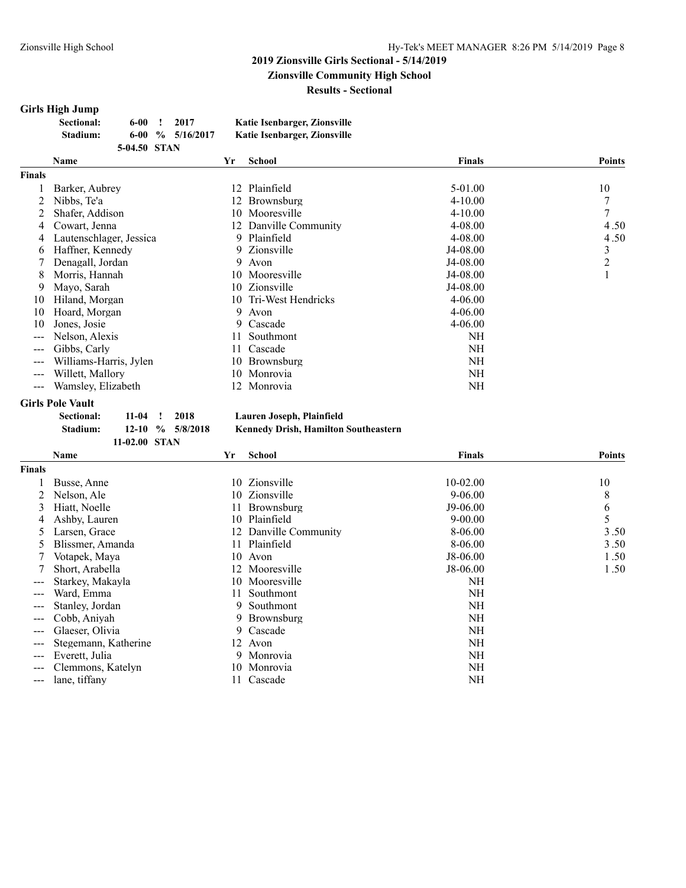## 2019 Zionsville Girls Sectional - 5/14/2019

**Zionsville Community High School**

**Results - Sectional**

### Girls High Jump

| | | | | |
|---|---|---|---|---|
| **Sectional:** | 6-00 | ! | 2017 | Katie Isenbarger, Zionsville |
| **Stadium:** | 6-00 | % | 5/16/2017 | Katie Isenbarger, Zionsville |
| | 5-04.50 | STAN | | |

| | Name | Yr | School | Finals | Points |
|---|---|---|---|---|---|
| **Finals** | | | | | |
| 1 | Barker, Aubrey | 12 | Plainfield | 5-01.00 | 10 |
| 2 | Nibbs, Te'a | 12 | Brownsburg | 4-10.00 | 7 |
| 2 | Shafer, Addison | 10 | Mooresville | 4-10.00 | 7 |
| 4 | Cowart, Jenna | 12 | Danville Community | 4-08.00 | 4.50 |
| 4 | Lautenschlager, Jessica | 9 | Plainfield | 4-08.00 | 4.50 |
| 6 | Haffner, Kennedy | 9 | Zionsville | J4-08.00 | 3 |
| 7 | Denagall, Jordan | 9 | Avon | J4-08.00 | 2 |
| 8 | Morris, Hannah | 10 | Mooresville | J4-08.00 | 1 |
| 9 | Mayo, Sarah | 10 | Zionsville | J4-08.00 | |
| 10 | Hiland, Morgan | 10 | Tri-West Hendricks | 4-06.00 | |
| 10 | Hoard, Morgan | 9 | Avon | 4-06.00 | |
| 10 | Jones, Josie | 9 | Cascade | 4-06.00 | |
| --- | Nelson, Alexis | 11 | Southmont | NH | |
| --- | Gibbs, Carly | 11 | Cascade | NH | |
| --- | Williams-Harris, Jylen | 10 | Brownsburg | NH | |
| --- | Willett, Mallory | 10 | Monrovia | NH | |
| --- | Wamsley, Elizabeth | 12 | Monrovia | NH | |

### Girls Pole Vault

| | | | | |
|---|---|---|---|---|
| **Sectional:** | 11-04 | ! | 2018 | Lauren Joseph, Plainfield |
| **Stadium:** | 12-10 | % | 5/8/2018 | Kennedy Drish, Hamilton Southeastern |
| | 11-02.00 | STAN | | |

| | Name | Yr | School | Finals | Points |
|---|---|---|---|---|---|
| **Finals** | | | | | |
| 1 | Busse, Anne | 10 | Zionsville | 10-02.00 | 10 |
| 2 | Nelson, Ale | 10 | Zionsville | 9-06.00 | 8 |
| 3 | Hiatt, Noelle | 11 | Brownsburg | J9-06.00 | 6 |
| 4 | Ashby, Lauren | 10 | Plainfield | 9-00.00 | 5 |
| 5 | Larsen, Grace | 12 | Danville Community | 8-06.00 | 3.50 |
| 5 | Blissmer, Amanda | 11 | Plainfield | 8-06.00 | 3.50 |
| 7 | Votapek, Maya | 10 | Avon | J8-06.00 | 1.50 |
| 7 | Short, Arabella | 12 | Mooresville | J8-06.00 | 1.50 |
| --- | Starkey, Makayla | 10 | Mooresville | NH | |
| --- | Ward, Emma | 11 | Southmont | NH | |
| --- | Stanley, Jordan | 9 | Southmont | NH | |
| --- | Cobb, Aniyah | 9 | Brownsburg | NH | |
| --- | Glaeser, Olivia | 9 | Cascade | NH | |
| --- | Stegemann, Katherine | 12 | Avon | NH | |
| --- | Everett, Julia | 9 | Monrovia | NH | |
| --- | Clemmons, Katelyn | 10 | Monrovia | NH | |
| --- | lane, tiffany | 11 | Cascade | NH | |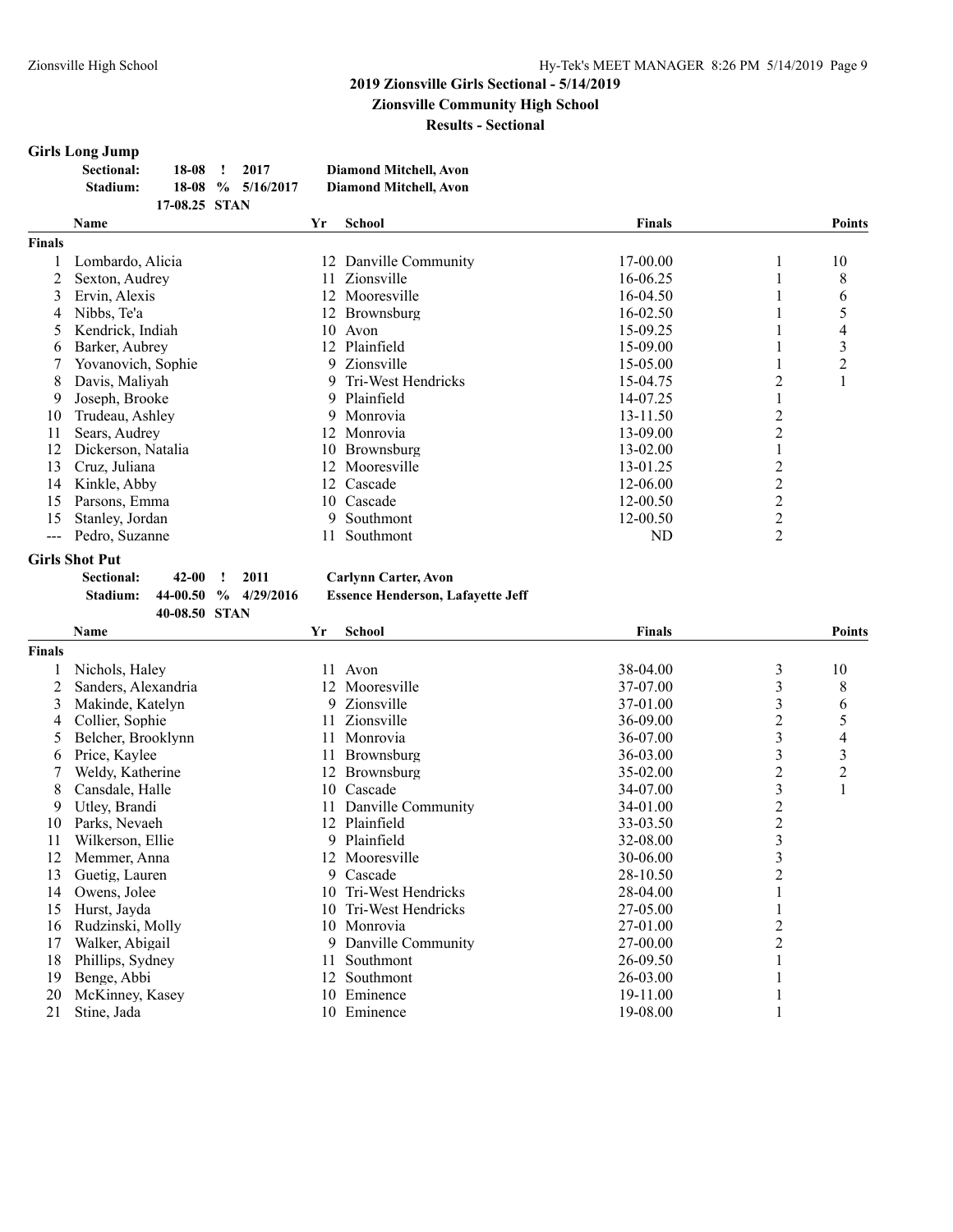**2019 Zionsville Girls Sectional - 5/14/2019**

**Zionsville Community High School**

**Results - Sectional**

## Girls Long Jump

| | | | | |
|---|---|---|---|---|
| **Sectional:** | **18-08** | **!** | **2017** | **Diamond Mitchell, Avon** |
| **Stadium:** | **18-08** | **%** | **5/16/2017** | **Diamond Mitchell, Avon** |
| | **17-08.25** | **STAN** | | |

| | Name | Yr | School | Finals | | Points |
|---|---|---|---|---|---|---|
| **Finals** | | | | | | |
| 1 | Lombardo, Alicia | 12 | Danville Community | 17-00.00 | 1 | 10 |
| 2 | Sexton, Audrey | 11 | Zionsville | 16-06.25 | 1 | 8 |
| 3 | Ervin, Alexis | 12 | Mooresville | 16-04.50 | 1 | 6 |
| 4 | Nibbs, Te'a | 12 | Brownsburg | 16-02.50 | 1 | 5 |
| 5 | Kendrick, Indiah | 10 | Avon | 15-09.25 | 1 | 4 |
| 6 | Barker, Aubrey | 12 | Plainfield | 15-09.00 | 1 | 3 |
| 7 | Yovanovich, Sophie | 9 | Zionsville | 15-05.00 | 1 | 2 |
| 8 | Davis, Maliyah | 9 | Tri-West Hendricks | 15-04.75 | 2 | 1 |
| 9 | Joseph, Brooke | 9 | Plainfield | 14-07.25 | 1 | |
| 10 | Trudeau, Ashley | 9 | Monrovia | 13-11.50 | 2 | |
| 11 | Sears, Audrey | 12 | Monrovia | 13-09.00 | 2 | |
| 12 | Dickerson, Natalia | 10 | Brownsburg | 13-02.00 | 1 | |
| 13 | Cruz, Juliana | 12 | Mooresville | 13-01.25 | 2 | |
| 14 | Kinkle, Abby | 12 | Cascade | 12-06.00 | 2 | |
| 15 | Parsons, Emma | 10 | Cascade | 12-00.50 | 2 | |
| 15 | Stanley, Jordan | 9 | Southmont | 12-00.50 | 2 | |
| --- | Pedro, Suzanne | 11 | Southmont | ND | 2 | |

## Girls Shot Put

| | | | | |
|---|---|---|---|---|
| **Sectional:** | **42-00** | **!** | **2011** | **Carlynn Carter, Avon** |
| **Stadium:** | **44-00.50** | **%** | **4/29/2016** | **Essence Henderson, Lafayette Jeff** |
| | **40-08.50** | **STAN** | | |

| | Name | Yr | School | Finals | | Points |
|---|---|---|---|---|---|---|
| **Finals** | | | | | | |
| 1 | Nichols, Haley | 11 | Avon | 38-04.00 | 3 | 10 |
| 2 | Sanders, Alexandria | 12 | Mooresville | 37-07.00 | 3 | 8 |
| 3 | Makinde, Katelyn | 9 | Zionsville | 37-01.00 | 3 | 6 |
| 4 | Collier, Sophie | 11 | Zionsville | 36-09.00 | 2 | 5 |
| 5 | Belcher, Brooklynn | 11 | Monrovia | 36-07.00 | 3 | 4 |
| 6 | Price, Kaylee | 11 | Brownsburg | 36-03.00 | 3 | 3 |
| 7 | Weldy, Katherine | 12 | Brownsburg | 35-02.00 | 2 | 2 |
| 8 | Cansdale, Halle | 10 | Cascade | 34-07.00 | 3 | 1 |
| 9 | Utley, Brandi | 11 | Danville Community | 34-01.00 | 2 | |
| 10 | Parks, Nevaeh | 12 | Plainfield | 33-03.50 | 2 | |
| 11 | Wilkerson, Ellie | 9 | Plainfield | 32-08.00 | 3 | |
| 12 | Memmer, Anna | 12 | Mooresville | 30-06.00 | 3 | |
| 13 | Guetig, Lauren | 9 | Cascade | 28-10.50 | 2 | |
| 14 | Owens, Jolee | 10 | Tri-West Hendricks | 28-04.00 | 1 | |
| 15 | Hurst, Jayda | 10 | Tri-West Hendricks | 27-05.00 | 1 | |
| 16 | Rudzinski, Molly | 10 | Monrovia | 27-01.00 | 2 | |
| 17 | Walker, Abigail | 9 | Danville Community | 27-00.00 | 2 | |
| 18 | Phillips, Sydney | 11 | Southmont | 26-09.50 | 1 | |
| 19 | Benge, Abbi | 12 | Southmont | 26-03.00 | 1 | |
| 20 | McKinney, Kasey | 10 | Eminence | 19-11.00 | 1 | |
| 21 | Stine, Jada | 10 | Eminence | 19-08.00 | 1 | |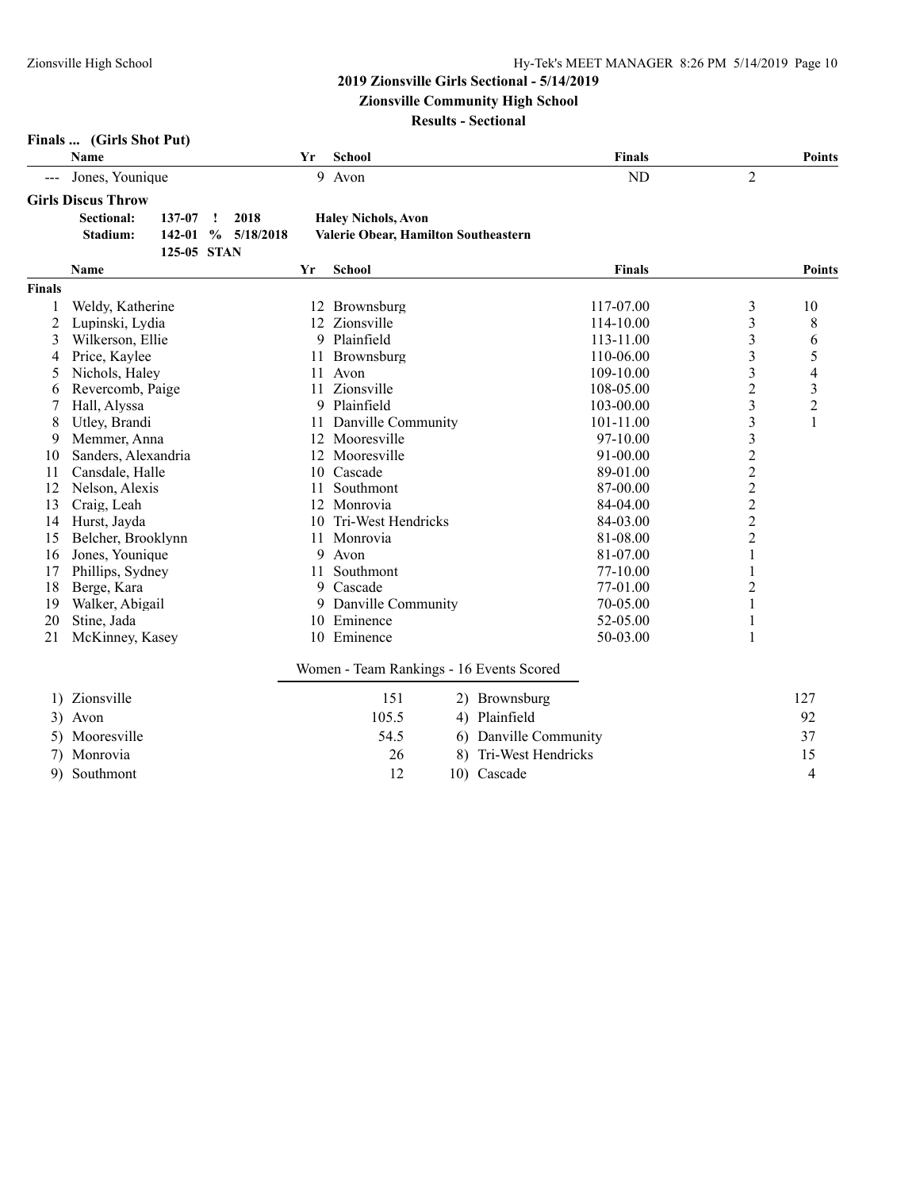**2019 Zionsville Girls Sectional - 5/14/2019**

**Zionsville Community High School**

**Results - Sectional**

### Finals ... (Girls Shot Put)

| Name | Yr | School | Finals | | Points |
|---|---|---|---|---|---|
| --- Jones, Younique | 9 | Avon | ND | 2 | |

### Girls Discus Throw

| | | | | |
|---|---|---|---|---|
| **Sectional:** | 137-07 | ! | 2018 | **Haley Nichols, Avon** |
| **Stadium:** | 142-01 | % | 5/18/2018 | **Valerie Obear, Hamilton Southeastern** |
| | 125-05 | STAN | | |

| | Name | Yr | School | Finals | | Points |
|---|---|---|---|---|---|---|
| **Finals** | | | | | | |
| 1 | Weldy, Katherine | 12 | Brownsburg | 117-07.00 | 3 | 10 |
| 2 | Lupinski, Lydia | 12 | Zionsville | 114-10.00 | 3 | 8 |
| 3 | Wilkerson, Ellie | 9 | Plainfield | 113-11.00 | 3 | 6 |
| 4 | Price, Kaylee | 11 | Brownsburg | 110-06.00 | 3 | 5 |
| 5 | Nichols, Haley | 11 | Avon | 109-10.00 | 3 | 4 |
| 6 | Revercomb, Paige | 11 | Zionsville | 108-05.00 | 2 | 3 |
| 7 | Hall, Alyssa | 9 | Plainfield | 103-00.00 | 3 | 2 |
| 8 | Utley, Brandi | 11 | Danville Community | 101-11.00 | 3 | 1 |
| 9 | Memmer, Anna | 12 | Mooresville | 97-10.00 | 3 | |
| 10 | Sanders, Alexandria | 12 | Mooresville | 91-00.00 | 2 | |
| 11 | Cansdale, Halle | 10 | Cascade | 89-01.00 | 2 | |
| 12 | Nelson, Alexis | 11 | Southmont | 87-00.00 | 2 | |
| 13 | Craig, Leah | 12 | Monrovia | 84-04.00 | 2 | |
| 14 | Hurst, Jayda | 10 | Tri-West Hendricks | 84-03.00 | 2 | |
| 15 | Belcher, Brooklynn | 11 | Monrovia | 81-08.00 | 2 | |
| 16 | Jones, Younique | 9 | Avon | 81-07.00 | 1 | |
| 17 | Phillips, Sydney | 11 | Southmont | 77-10.00 | 1 | |
| 18 | Berge, Kara | 9 | Cascade | 77-01.00 | 2 | |
| 19 | Walker, Abigail | 9 | Danville Community | 70-05.00 | 1 | |
| 20 | Stine, Jada | 10 | Eminence | 52-05.00 | 1 | |
| 21 | McKinney, Kasey | 10 | Eminence | 50-03.00 | 1 | |

### Women - Team Rankings - 16 Events Scored

| | | | |
|---|---|---|---|
| 1) Zionsville | 151 | 2) Brownsburg | 127 |
| 3) Avon | 105.5 | 4) Plainfield | 92 |
| 5) Mooresville | 54.5 | 6) Danville Community | 37 |
| 7) Monrovia | 26 | 8) Tri-West Hendricks | 15 |
| 9) Southmont | 12 | 10) Cascade | 4 |